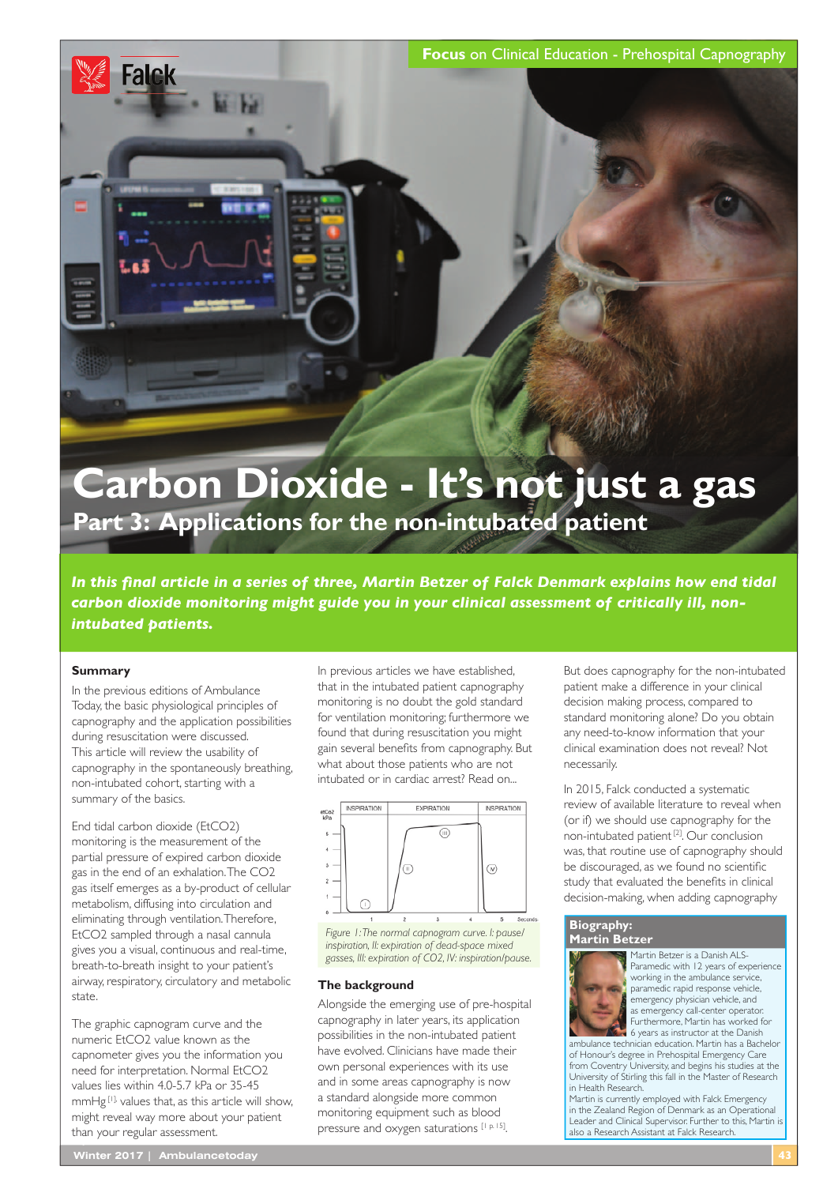Focus on Clinical Education - Prehospital Capnography

# Carbon Dioxide - It's not just a gas

## Part 3: Applications for the non-intubated patient

***In this final article in a series of three, Martin Betzer of Falck Denmark explains how end tidal carbon dioxide monitoring might guide you in your clinical assessment of critically ill, non-intubated patients.***

### Summary

In the previous editions of Ambulance Today, the basic physiological principles of capnography and the application possibilities during resuscitation were discussed.
This article will review the usability of capnography in the spontaneously breathing, non-intubated cohort, starting with a summary of the basics.

End tidal carbon dioxide (EtCO2) monitoring is the measurement of the partial pressure of expired carbon dioxide gas in the end of an exhalation. The CO2 gas itself emerges as a by-product of cellular metabolism, diffusing into circulation and eliminating through ventilation. Therefore, EtCO2 sampled through a nasal cannula gives you a visual, continuous and real-time, breath-to-breath insight to your patient's airway, respiratory, circulatory and metabolic state.

The graphic capnogram curve and the numeric EtCO2 value known as the capnometer gives you the information you need for interpretation. Normal EtCO2 values lies within 4.0-5.7 kPa or 35-45 mmHg [1], values that, as this article will show, might reveal way more about your patient than your regular assessment.

In previous articles we have established, that in the intubated patient capnography monitoring is no doubt the gold standard for ventilation monitoring; furthermore we found that during resuscitation you might gain several benefits from capnography. But what about those patients who are not intubated or in cardiac arrest? Read on...

*Figure 1: The normal capnogram curve. I: pause/ inspiration, II: expiration of dead-space mixed gasses, III: expiration of CO2, IV: inspiration/pause.*

### The background

Alongside the emerging use of pre-hospital capnography in later years, its application possibilities in the non-intubated patient have evolved. Clinicians have made their own personal experiences with its use and in some areas capnography is now a standard alongside more common monitoring equipment such as blood pressure and oxygen saturations [1 p.15].

But does capnography for the non-intubated patient make a difference in your clinical decision making process, compared to standard monitoring alone? Do you obtain any need-to-know information that your clinical examination does not reveal? Not necessarily.

In 2015, Falck conducted a systematic review of available literature to reveal when (or if) we should use capnography for the non-intubated patient [2]. Our conclusion was, that routine use of capnography should be discouraged, as we found no scientific study that evaluated the benefits in clinical decision-making, when adding capnography

**Biography: Martin Betzer**

Martin Betzer is a Danish ALS-Paramedic with 12 years of experience working in the ambulance service, paramedic rapid response vehicle, emergency physician vehicle, and as emergency call-center operator. Furthermore, Martin has worked for 6 years as instructor at the Danish ambulance technician education. Martin has a Bachelor of Honour's degree in Prehospital Emergency Care from Coventry University, and begins his studies at the University of Stirling this fall in the Master of Research in Health Research.
Martin is currently employed with Falck Emergency in the Zealand Region of Denmark as an Operational Leader and Clinical Supervisor. Further to this, Martin is also a Research Assistant at Falck Research.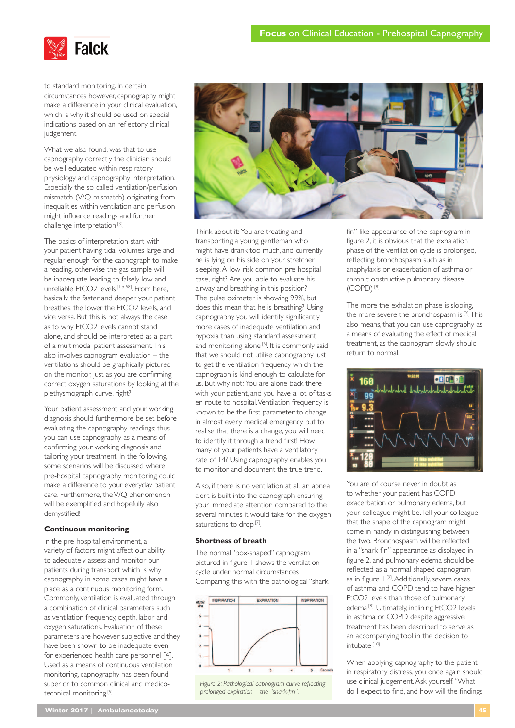to standard monitoring. In certain circumstances however, capnography might make a difference in your clinical evaluation, which is why it should be used on special indications based on an reflectory clinical judgement.

What we also found, was that to use capnography correctly the clinician should be well-educated within respiratory physiology and capnography interpretation. Especially the so-called ventilation/perfusion mismatch (V/Q mismatch) originating from inequalities within ventilation and perfusion might influence readings and further challenge interpretation [3].

The basics of interpretation start with your patient having tidal volumes large and regular enough for the capnograph to make a reading, otherwise the gas sample will be inadequate leading to falsely low and unreliable EtCO2 levels [1 p. 58]. From here, basically the faster and deeper your patient breathes, the lower the EtCO2 levels, and vice versa. But this is not always the case as to why EtCO2 levels cannot stand alone, and should be interpreted as a part of a multimodal patient assessment. This also involves capnogram evaluation – the ventilations should be graphically pictured on the monitor, just as you are confirming correct oxygen saturations by looking at the plethysmograph curve, right?

Your patient assessment and your working diagnosis should furthermore be set before evaluating the capnography readings; thus you can use capnography as a means of confirming your working diagnosis and tailoring your treatment. In the following, some scenarios will be discussed where pre-hospital capnography monitoring could make a difference to your everyday patient care. Furthermore, the V/Q phenomenon will be exemplified and hopefully also demystified!

### Continuous monitoring

In the pre-hospital environment, a variety of factors might affect our ability to adequately assess and monitor our patients during transport which is why capnography in some cases might have a place as a continuous monitoring form. Commonly, ventilation is evaluated through a combination of clinical parameters such as ventilation frequency, depth, labor and oxygen saturations. Evaluation of these parameters are however subjective and they have been shown to be inadequate even for experienced health care personnel [4]. Used as a means of continuous ventilation monitoring, capnography has been found superior to common clinical and medico-technical monitoring [5].

Think about it: You are treating and transporting a young gentleman who might have drank too much, and currently he is lying on his side on your stretcher; sleeping. A low-risk common pre-hospital case, right? Are you able to evaluate his airway and breathing in this position? The pulse oximeter is showing 99%, but does this mean that he is breathing? Using capnography, you will identify significantly more cases of inadequate ventilation and hypoxia than using standard assessment and monitoring alone [6]. It is commonly said that we should not utilise capnography just to get the ventilation frequency which the capnograph is kind enough to calculate for us. But why not? You are alone back there with your patient, and you have a lot of tasks en route to hospital. Ventilation frequency is known to be the first parameter to change in almost every medical emergency, but to realise that there is a change, you will need to identify it through a trend first! How many of your patients have a ventilatory rate of 14? Using capnography enables you to monitor and document the true trend.

Also, if there is no ventilation at all, an apnea alert is built into the capnograph ensuring your immediate attention compared to the several minutes it would take for the oxygen saturations to drop [7].

### Shortness of breath

The normal "box-shaped" capnogram pictured in figure 1 shows the ventilation cycle under normal circumstances. Comparing this with the pathological "shark-fin"-like appearance of the capnogram in figure 2, it is obvious that the exhalation phase of the ventilation cycle is prolonged, reflecting bronchospasm such as in anaphylaxis or exacerbation of asthma or chronic obstructive pulmonary disease (COPD) [8].

*Figure 2: Pathological capnogram curve reflecting prolonged expiration – the "shark-fin".*

The more the exhalation phase is sloping, the more severe the bronchospasm is [9]. This also means, that you can use capnography as a means of evaluating the effect of medical treatment, as the capnogram slowly should return to normal.

You are of course never in doubt as to whether your patient has COPD exacerbation or pulmonary edema, but your colleague might be. Tell your colleague that the shape of the capnogram might come in handy in distinguishing between the two. Bronchospasm will be reflected in a "shark-fin" appearance as displayed in figure 2, and pulmonary edema should be reflected as a normal shaped capnogram as in figure 1 [9]. Additionally, severe cases of asthma and COPD tend to have higher EtCO2 levels than those of pulmonary edema [8]. Ultimately, inclining EtCO2 levels in asthma or COPD despite aggressive treatment has been described to serve as an accompanying tool in the decision to intubate [10].

When applying capnography to the patient in respiratory distress, you once again should use clinical judgement. Ask yourself: "What do I expect to find, and how will the findings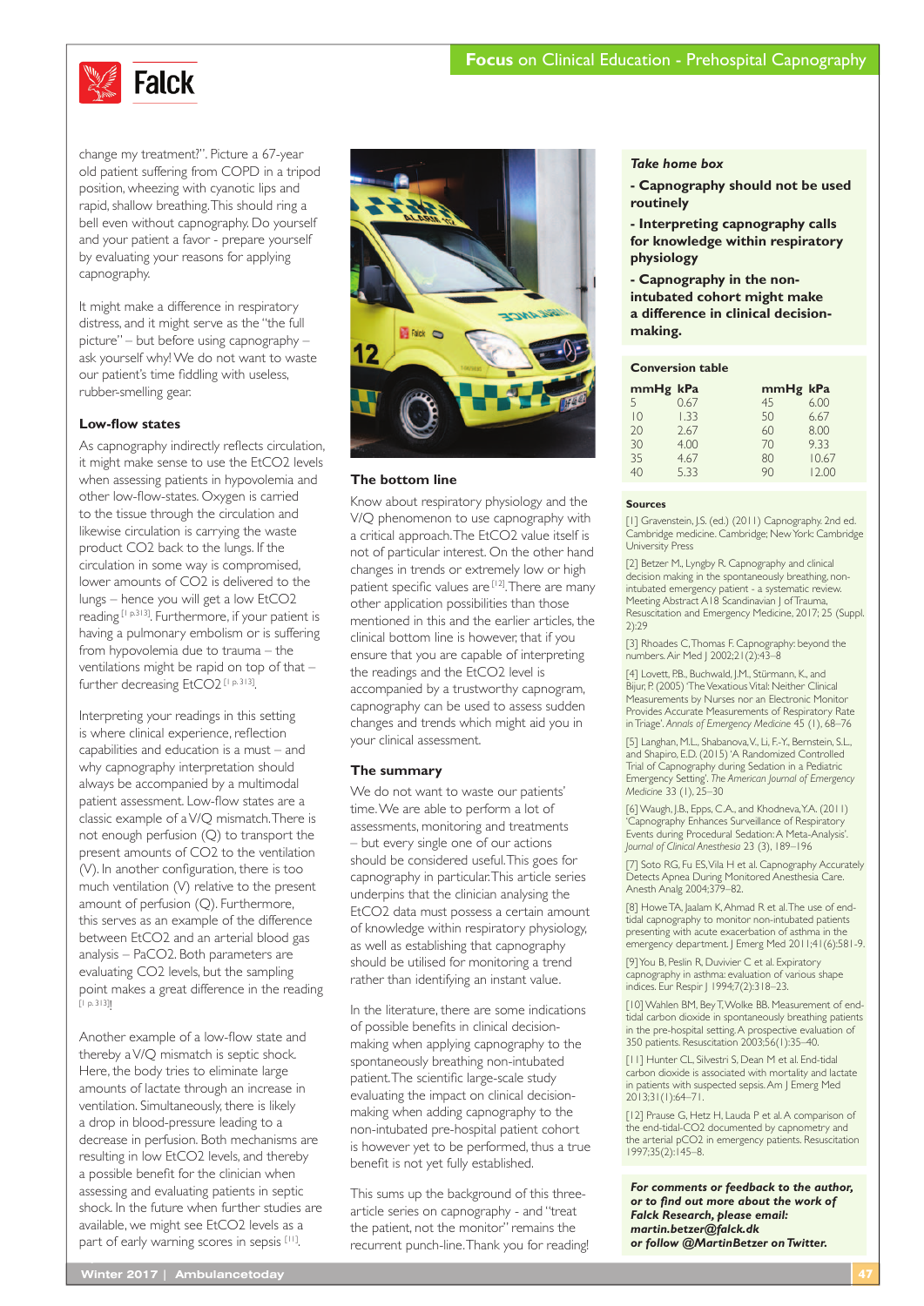change my treatment?". Picture a 67-year old patient suffering from COPD in a tripod position, wheezing with cyanotic lips and rapid, shallow breathing. This should ring a bell even without capnography. Do yourself and your patient a favor - prepare yourself by evaluating your reasons for applying capnography.

It might make a difference in respiratory distress, and it might serve as the "the full picture" – but before using capnography – ask yourself why! We do not want to waste our patient's time fiddling with useless, rubber-smelling gear.

### Low-flow states

As capnography indirectly reflects circulation, it might make sense to use the Et$CO_2$ levels when assessing patients in hypovolemia and other low-low-flow-states. Oxygen is carried to the tissue through the circulation and likewise circulation is carrying the waste product $CO_2$ back to the lungs. If the circulation in some way is compromised, lower amounts of $CO_2$ is delivered to the lungs – hence you will get a low Et$CO_2$ reading [1 p.313]. Furthermore, if your patient is having a pulmonary embolism or is suffering from hypovolemia due to trauma – the ventilations might be rapid on top of that – further decreasing Et$CO_2$ [1 p. 313].

Interpreting your readings in this setting is where clinical experience, reflection capabilities and education is a must – and why capnography interpretation should always be accompanied by a multimodal patient assessment. Low-flow states are a classic example of a V/Q mismatch. There is not enough perfusion (Q) to transport the present amounts of $CO_2$ to the ventilation (V). In another configuration, there is too much ventilation (V) relative to the present amount of perfusion (Q). Furthermore, this serves as an example of the difference between Et$CO_2$ and an arterial blood gas analysis – Pa$CO_2$. Both parameters are evaluating $CO_2$ levels, but the sampling point makes a great difference in the reading [1 p. 313]!

Another example of a low-flow state and thereby a V/Q mismatch is septic shock. Here, the body tries to eliminate large amounts of lactate through an increase in ventilation. Simultaneously, there is likely a drop in blood-pressure leading to a decrease in perfusion. Both mechanisms are resulting in low Et$CO_2$ levels, and thereby a possible benefit for the clinician when assessing and evaluating patients in septic shock. In the future when further studies are available, we might see Et$CO_2$ levels as a part of early warning scores in sepsis [11].

### The bottom line

Know about respiratory physiology and the V/Q phenomenon to use capnography with a critical approach. The Et$CO_2$ value itself is not of particular interest. On the other hand changes in trends or extremely low or high patient specific values are [12]. There are many other application possibilities than those mentioned in this and the earlier articles, the clinical bottom line is however, that if you ensure that you are capable of interpreting the readings and the Et$CO_2$ level is accompanied by a trustworthy capnogram, capnography can be used to assess sudden changes and trends which might aid you in your clinical assessment.

### The summary

We do not want to waste our patients' time. We are able to perform a lot of assessments, monitoring and treatments – but every single one of our actions should be considered useful. This goes for capnography in particular. This article series underpins that the clinician analysing the Et$CO_2$ data must possess a certain amount of knowledge within respiratory physiology, as well as establishing that capnography should be utilised for monitoring a trend rather than identifying an instant value.

In the literature, there are some indications of possible benefits in clinical decision-making when applying capnography to the spontaneously breathing non-intubated patient. The scientific large-scale study evaluating the impact on clinical decision-making when adding capnography to the non-intubated pre-hospital patient cohort is however yet to be performed, thus a true benefit is not yet fully established.

This sums up the background of this three-article series on capnography - and "treat the patient, not the monitor" remains the recurrent punch-line. Thank you for reading!

***Take home box***

**- Capnography should not be used routinely**

**- Interpreting capnography calls for knowledge within respiratory physiology**

**- Capnography in the non-intubated cohort might make a difference in clinical decision-making.**

**Conversion table**

| mmHg | kPa | mmHg | kPa |
|---|---|---|---|
| 5 | 0.67 | 45 | 6.00 |
| 10 | 1.33 | 50 | 6.67 |
| 20 | 2.67 | 60 | 8.00 |
| 30 | 4.00 | 70 | 9.33 |
| 35 | 4.67 | 80 | 10.67 |
| 40 | 5.33 | 90 | 12.00 |

**Sources**

[1] Gravenstein, J.S. (ed.) (2011) Capnography. 2nd ed. Cambridge medicine. Cambridge; New York: Cambridge University Press

[2] Betzer M., Lyngby R. Capnography and clinical decision making in the spontaneously breathing, non-intubated emergency patient - a systematic review. Meeting Abstract A18 Scandinavian J of Trauma, Resuscitation and Emergency Medicine, 2017; 25 (Suppl. 2):29

[3] Rhoades C, Thomas F. Capnography: beyond the numbers. Air Med J 2002;21(2):43–8

[4] Lovett, P.B., Buchwald, J.M., Stürmann, K., and Bijur, P. (2005) 'The Vexatious Vital: Neither Clinical Measurements by Nurses nor an Electronic Monitor Provides Accurate Measurements of Respiratory Rate in Triage'. *Annals of Emergency Medicine* 45 (1), 68–76

[5] Langhan, M.L., Shabanova, V., Li, F.-Y., Bernstein, S.L., and Shapiro, E.D. (2015) 'A Randomized Controlled Trial of Capnography during Sedation in a Pediatric Emergency Setting'. *The American Journal of Emergency Medicine* 33 (1), 25–30

[6] Waugh, J.B., Epps, C.A., and Khodneva, Y.A. (2011) 'Capnography Enhances Surveillance of Respiratory Events during Procedural Sedation: A Meta-Analysis'. *Journal of Clinical Anesthesia* 23 (3), 189–196

[7] Soto RG, Fu ES, Vila H et al. Capnography Accurately Detects Apnea During Monitored Anesthesia Care. Anesth Analg 2004;379–82.

[8] Howe TA, Jaalam K, Ahmad R et al. The use of end-tidal capnography to monitor non-intubated patients presenting with acute exacerbation of asthma in the emergency department. J Emerg Med 2011;41(6):581-9.

[9] You B, Peslin R, Duvivier C et al. Expiratory capnography in asthma: evaluation of various shape indices. Eur Respir J 1994;7(2):318–23.

[10] Wahlen BM, Bey T, Wolke BB. Measurement of end-tidal carbon dioxide in spontaneously breathing patients in the pre-hospital setting. A prospective evaluation of 350 patients. Resuscitation 2003;56(1):35–40.

[11] Hunter CL, Silvestri S, Dean M et al. End-tidal carbon dioxide is associated with mortality and lactate in patients with suspected sepsis. Am J Emerg Med 2013;31(1):64–71.

[12] Prause G, Hetz H, Lauda P et al. A comparison of the end-tidal-$CO_2$ documented by capnometry and the arterial $pCO_2$ in emergency patients. Resuscitation 1997;35(2):145–8.

***For comments or feedback to the author, or to find out more about the work of Falck Research, please email: martin.betzer@falck.dk or follow @MartinBetzer on Twitter.***